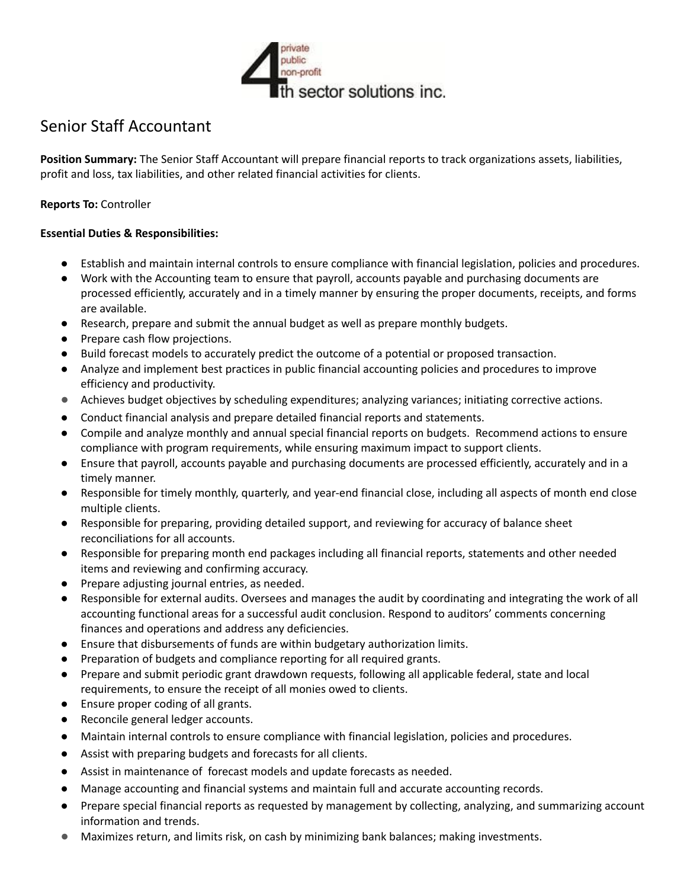# Senior Staff Accountant

**Position Summary:** The Senior Staff Accountant will prepare financial reports to track organizations assets, liabilities, profit and loss, tax liabilities, and other related financial activities for clients.

**Reports To:** Controller

**Essential Duties & Responsibilities:**

- Establish and maintain internal controls to ensure compliance with financial legislation, policies and procedures.
- Work with the Accounting team to ensure that payroll, accounts payable and purchasing documents are processed efficiently, accurately and in a timely manner by ensuring the proper documents, receipts, and forms are available.
- Research, prepare and submit the annual budget as well as prepare monthly budgets.
- Prepare cash flow projections.
- Build forecast models to accurately predict the outcome of a potential or proposed transaction.
- Analyze and implement best practices in public financial accounting policies and procedures to improve efficiency and productivity.
- Achieves budget objectives by scheduling expenditures; analyzing variances; initiating corrective actions.
- Conduct financial analysis and prepare detailed financial reports and statements.
- Compile and analyze monthly and annual special financial reports on budgets. Recommend actions to ensure compliance with program requirements, while ensuring maximum impact to support clients.
- Ensure that payroll, accounts payable and purchasing documents are processed efficiently, accurately and in a timely manner.
- Responsible for timely monthly, quarterly, and year-end financial close, including all aspects of month end close multiple clients.
- Responsible for preparing, providing detailed support, and reviewing for accuracy of balance sheet reconciliations for all accounts.
- Responsible for preparing month end packages including all financial reports, statements and other needed items and reviewing and confirming accuracy.
- Prepare adjusting journal entries, as needed.
- Responsible for external audits. Oversees and manages the audit by coordinating and integrating the work of all accounting functional areas for a successful audit conclusion. Respond to auditors' comments concerning finances and operations and address any deficiencies.
- Ensure that disbursements of funds are within budgetary authorization limits.
- Preparation of budgets and compliance reporting for all required grants.
- Prepare and submit periodic grant drawdown requests, following all applicable federal, state and local requirements, to ensure the receipt of all monies owed to clients.
- Ensure proper coding of all grants.
- Reconcile general ledger accounts.
- Maintain internal controls to ensure compliance with financial legislation, policies and procedures.
- Assist with preparing budgets and forecasts for all clients.
- Assist in maintenance of forecast models and update forecasts as needed.
- Manage accounting and financial systems and maintain full and accurate accounting records.
- Prepare special financial reports as requested by management by collecting, analyzing, and summarizing account information and trends.
- Maximizes return, and limits risk, on cash by minimizing bank balances; making investments.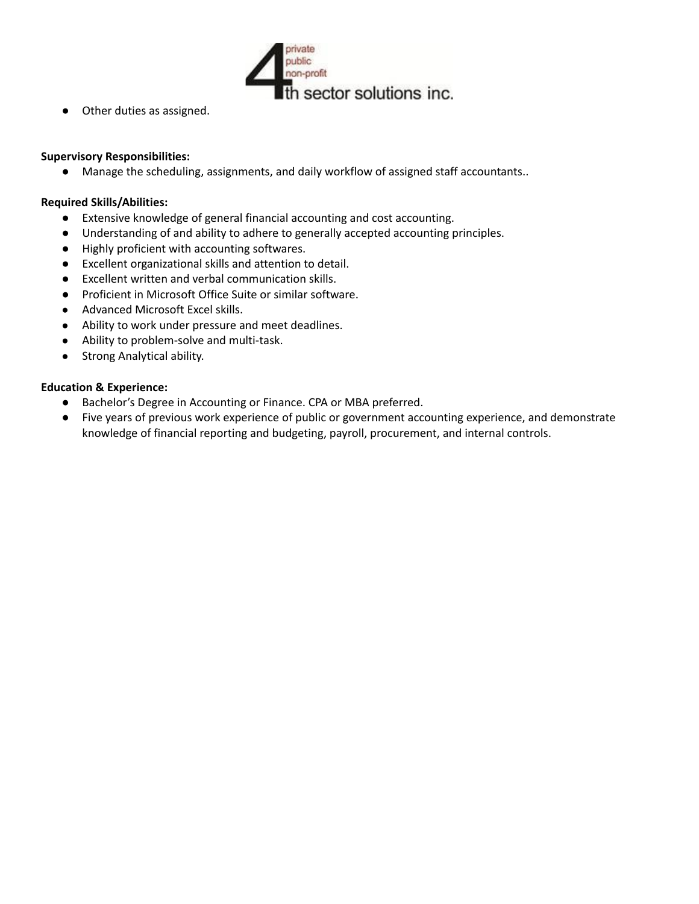- Other duties as assigned.

**Supervisory Responsibilities:**

- Manage the scheduling, assignments, and daily workflow of assigned staff accountants..

**Required Skills/Abilities:**

- Extensive knowledge of general financial accounting and cost accounting.
- Understanding of and ability to adhere to generally accepted accounting principles.
- Highly proficient with accounting softwares.
- Excellent organizational skills and attention to detail.
- Excellent written and verbal communication skills.
- Proficient in Microsoft Office Suite or similar software.
- Advanced Microsoft Excel skills.
- Ability to work under pressure and meet deadlines.
- Ability to problem-solve and multi-task.
- Strong Analytical ability.

**Education & Experience:**

- Bachelor's Degree in Accounting or Finance. CPA or MBA preferred.
- Five years of previous work experience of public or government accounting experience, and demonstrate knowledge of financial reporting and budgeting, payroll, procurement, and internal controls.